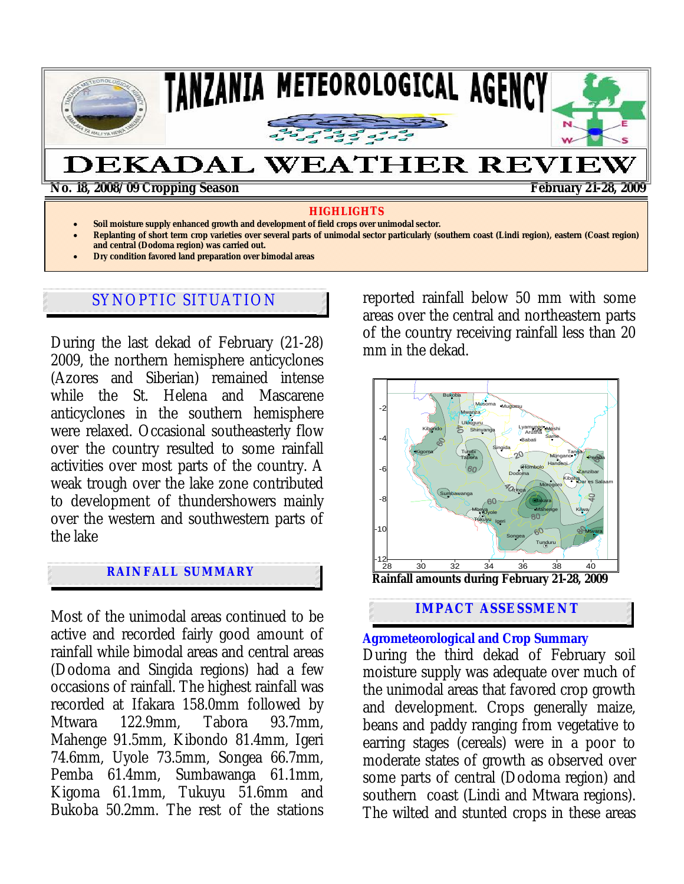# TANZANIA METEOROLOGICAL AGENCY

# DEKADAL WEATHER REVIEW

**No. 18, 2008/09 Cropping Season** **February 21-28, 2009**

**HIGHLIGHTS**

- **Soil moisture supply enhanced growth and development of field crops over unimodal sector.**
- **Replanting of short term crop varieties over several parts of unimodal sector particularly (southern coast (Lindi region), eastern (Coast region) and central (Dodoma region) was carried out.**
- **Dry condition favored land preparation over bimodal areas**

## SYNOPTIC SITUATION

During the last dekad of February (21-28) 2009, the northern hemisphere anticyclones (Azores and Siberian) remained intense while the St. Helena and Mascarene anticyclones in the southern hemisphere were relaxed. Occasional southeasterly flow over the country resulted to some rainfall activities over most parts of the country. A weak trough over the lake zone contributed to development of thundershowers mainly over the western and southwestern parts of the lake

## RAINFALL SUMMARY

Most of the unimodal areas continued to be active and recorded fairly good amount of rainfall while bimodal areas and central areas (Dodoma and Singida regions) had a few occasions of rainfall. The highest rainfall was recorded at Ifakara 158.0mm followed by Mtwara 122.9mm, Tabora 93.7mm, Mahenge 91.5mm, Kibondo 81.4mm, Igeri 74.6mm, Uyole 73.5mm, Songea 66.7mm, Pemba 61.4mm, Sumbawanga 61.1mm, Kigoma 61.1mm, Tukuyu 51.6mm and Bukoba 50.2mm. The rest of the stations reported rainfall below 50 mm with some areas over the central and northeastern parts of the country receiving rainfall less than 20 mm in the dekad.

**Rainfall amounts during February 21-28, 2009**

## IMPACT ASSESSMENT

### Agrometeorological and Crop Summary

During the third dekad of February soil moisture supply was adequate over much of the unimodal areas that favored crop growth and development. Crops generally maize, beans and paddy ranging from vegetative to earring stages (cereals) were in a poor to moderate states of growth as observed over some parts of central (Dodoma region) and southern coast (Lindi and Mtwara regions). The wilted and stunted crops in these areas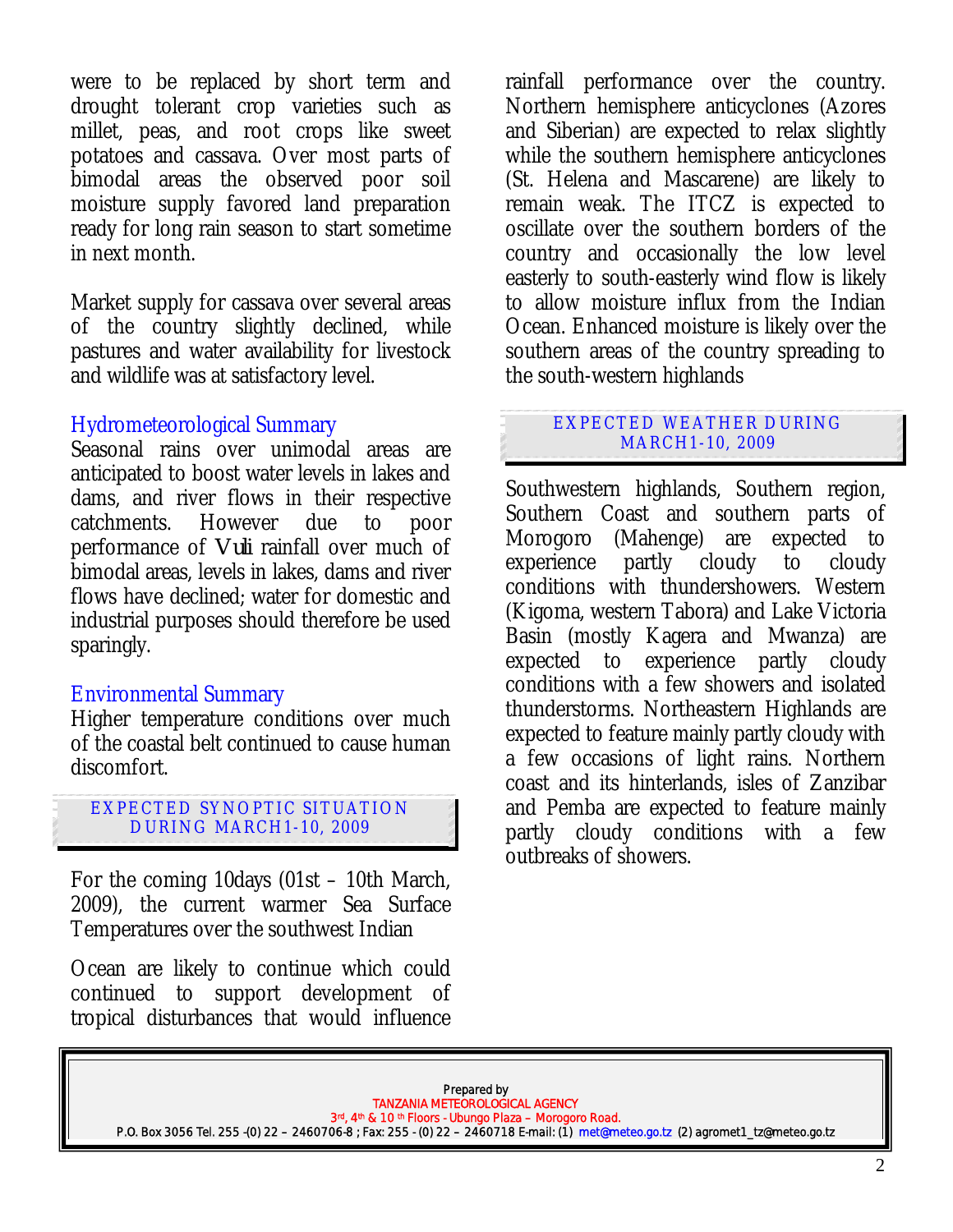were to be replaced by short term and drought tolerant crop varieties such as millet, peas, and root crops like sweet potatoes and cassava. Over most parts of bimodal areas the observed poor soil moisture supply favored land preparation ready for long rain season to start sometime in next month.

Market supply for cassava over several areas of the country slightly declined, while pastures and water availability for livestock and wildlife was at satisfactory level.

## Hydrometeorological Summary

Seasonal rains over unimodal areas are anticipated to boost water levels in lakes and dams, and river flows in their respective catchments. However due to poor performance of Vuli rainfall over much of bimodal areas, levels in lakes, dams and river flows have declined; water for domestic and industrial purposes should therefore be used sparingly.

## Environmental Summary

Higher temperature conditions over much of the coastal belt continued to cause human discomfort.

## EXPECTED SYNOPTIC SITUATION DURING MARCH1-10, 2009

For the coming 10days (01st – 10th March, 2009), the current warmer Sea Surface Temperatures over the southwest Indian

Ocean are likely to continue which could continued to support development of tropical disturbances that would influence rainfall performance over the country. Northern hemisphere anticyclones (Azores and Siberian) are expected to relax slightly while the southern hemisphere anticyclones (St. Helena and Mascarene) are likely to remain weak. The ITCZ is expected to oscillate over the southern borders of the country and occasionally the low level easterly to south-easterly wind flow is likely to allow moisture influx from the Indian Ocean. Enhanced moisture is likely over the southern areas of the country spreading to the south-western highlands

## EXPECTED WEATHER DURING MARCH1-10, 2009

Southwestern highlands, Southern region, Southern Coast and southern parts of Morogoro (Mahenge) are expected to experience partly cloudy to cloudy conditions with thundershowers. Western (Kigoma, western Tabora) and Lake Victoria Basin (mostly Kagera and Mwanza) are expected to experience partly cloudy conditions with a few showers and isolated thunderstorms. Northeastern Highlands are expected to feature mainly partly cloudy with a few occasions of light rains. Northern coast and its hinterlands, isles of Zanzibar and Pemba are expected to feature mainly partly cloudy conditions with a few outbreaks of showers.

Prepared by
TANZANIA METEOROLOGICAL AGENCY
3rd, 4th & 10th Floors - Ubungo Plaza – Morogoro Road.
P.O. Box 3056 Tel. 255 -(0) 22 – 2460706-8 ; Fax: 255 - (0) 22 – 2460718 E-mail: (1) met@meteo.go.tz (2) agromet1_tz@meteo.go.tz